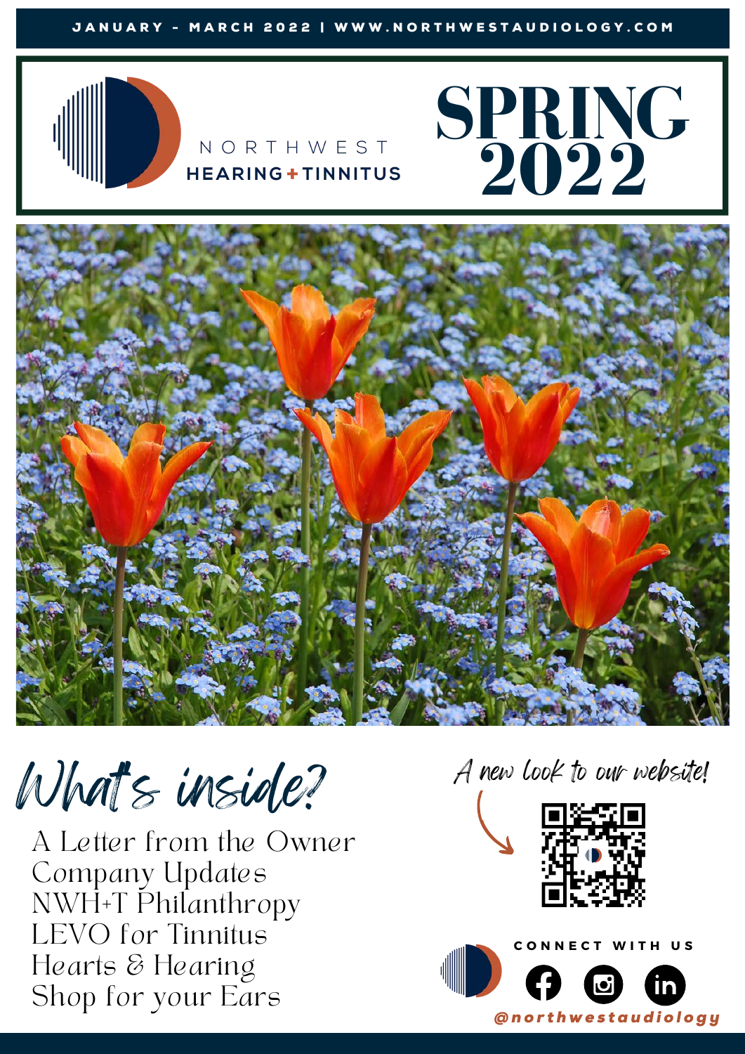JANUARY - MARCH 2022 | WWW.NORTHWESTAUDIOLOGY.COM

NORTHWEST
HEARING + TINNITUS

# SPRING 2022

## What's inside?

- A Letter from the Owner
- Company Updates
- NWH+T Philanthropy
- LEVO for Tinnitus
- Hearts & Hearing
- Shop for your Ears

*A new look to our website!*

CONNECT WITH US

@northwestaudiology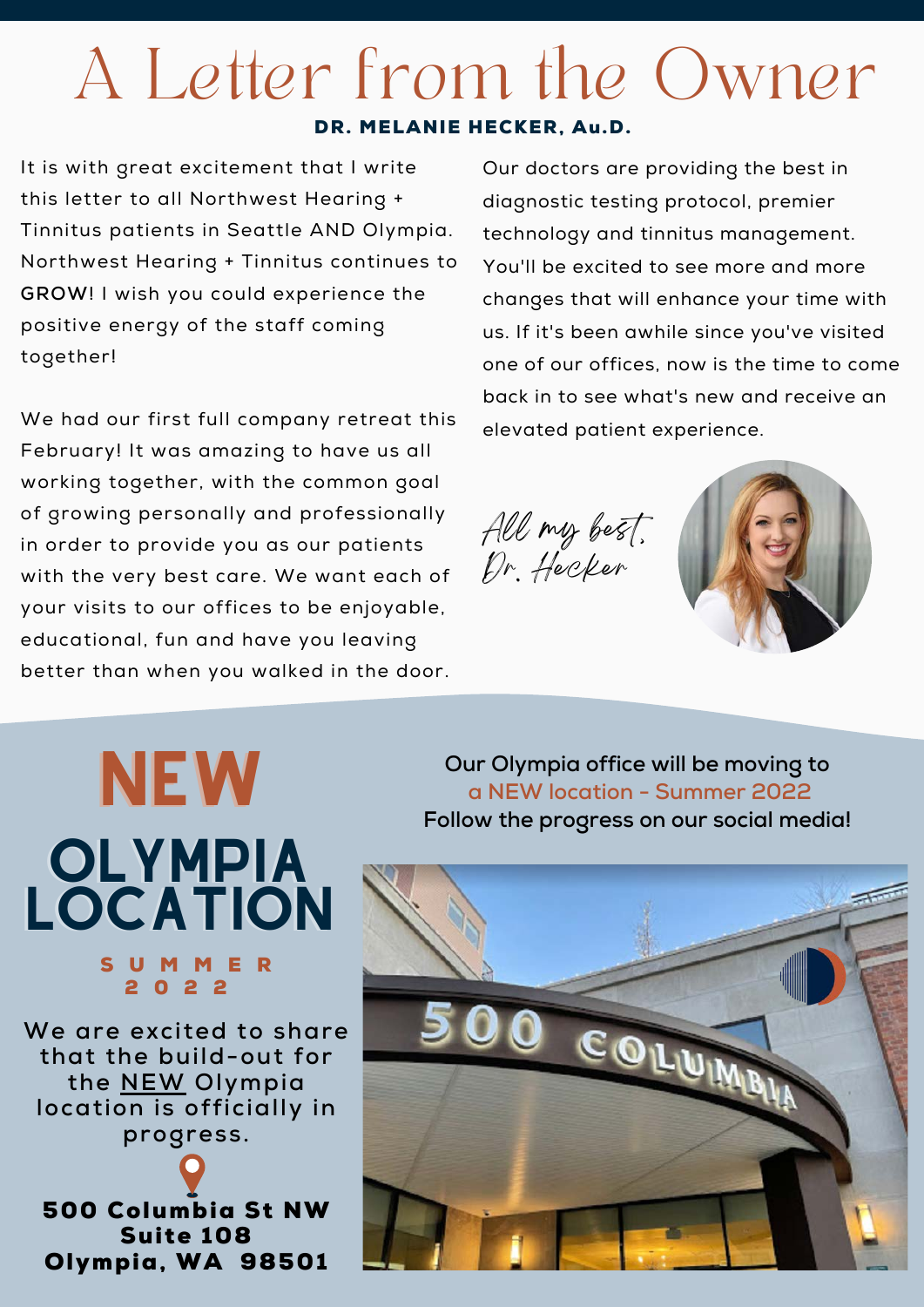# A Letter from the Owner

**DR. MELANIE HECKER, Au.D.**

It is with great excitement that I write this letter to all Northwest Hearing + Tinnitus patients in Seattle AND Olympia. Northwest Hearing + Tinnitus continues to **GROW**! I wish you could experience the positive energy of the staff coming together!

We had our first full company retreat this February! It was amazing to have us all working together, with the common goal of growing personally and professionally in order to provide you as our patients with the very best care. We want each of your visits to our offices to be enjoyable, educational, fun and have you leaving better than when you walked in the door.

Our doctors are providing the best in diagnostic testing protocol, premier technology and tinnitus management. You'll be excited to see more and more changes that will enhance your time with us. If it's been awhile since you've visited one of our offices, now is the time to come back in to see what's new and receive an elevated patient experience.

*All my best,*
*Dr. Hecker*

# NEW OLYMPIA LOCATION

**SUMMER 2022**

We are excited to share that the build-out for the NEW Olympia location is officially in progress.

**500 Columbia St NW**
**Suite 108**
**Olympia, WA 98501**

**Our Olympia office will be moving to a NEW location - Summer 2022**
**Follow the progress on our social media!**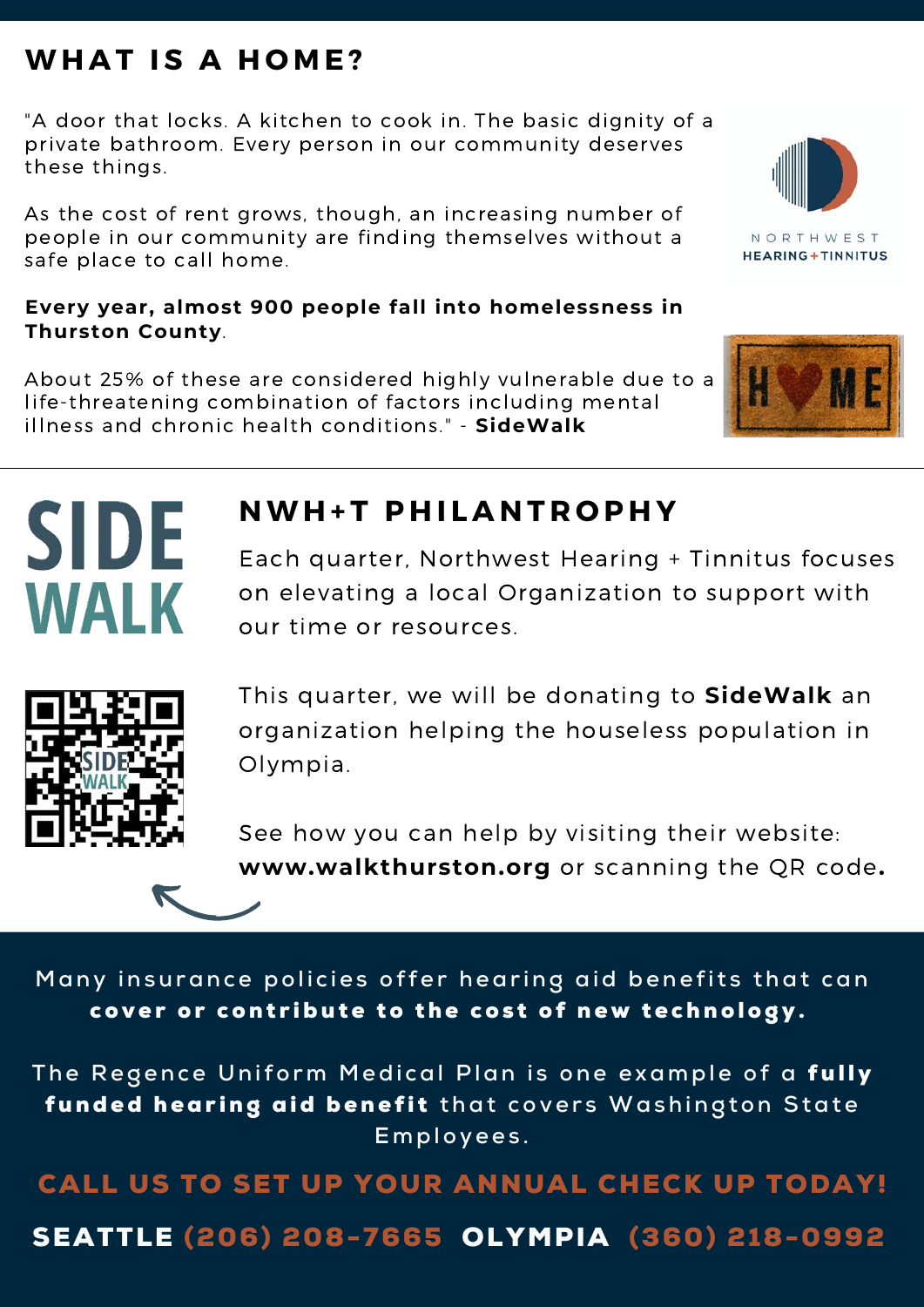## WHAT IS A HOME?

"A door that locks. A kitchen to cook in. The basic dignity of a private bathroom. Every person in our community deserves these things.

As the cost of rent grows, though, an increasing number of people in our community are finding themselves without a safe place to call home.

**Every year, almost 900 people fall into homelessness in Thurston County**.

About 25% of these are considered highly vulnerable due to a life-threatening combination of factors including mental illness and chronic health conditions." - **SideWalk**

## NWH+T PHILANTROPHY

Each quarter, Northwest Hearing + Tinnitus focuses on elevating a local Organization to support with our time or resources.

This quarter, we will be donating to **SideWalk** an organization helping the houseless population in Olympia.

See how you can help by visiting their website: **www.walkthurston.org** or scanning the QR code**.**

Many insurance policies offer hearing aid benefits that can **cover or contribute to the cost of new technology.**

The Regence Uniform Medical Plan is one example of a **fully funded hearing aid benefit** that covers Washington State Employees.

**CALL US TO SET UP YOUR ANNUAL CHECK UP TODAY!**

**SEATTLE (206) 208-7665 OLYMPIA (360) 218-0992**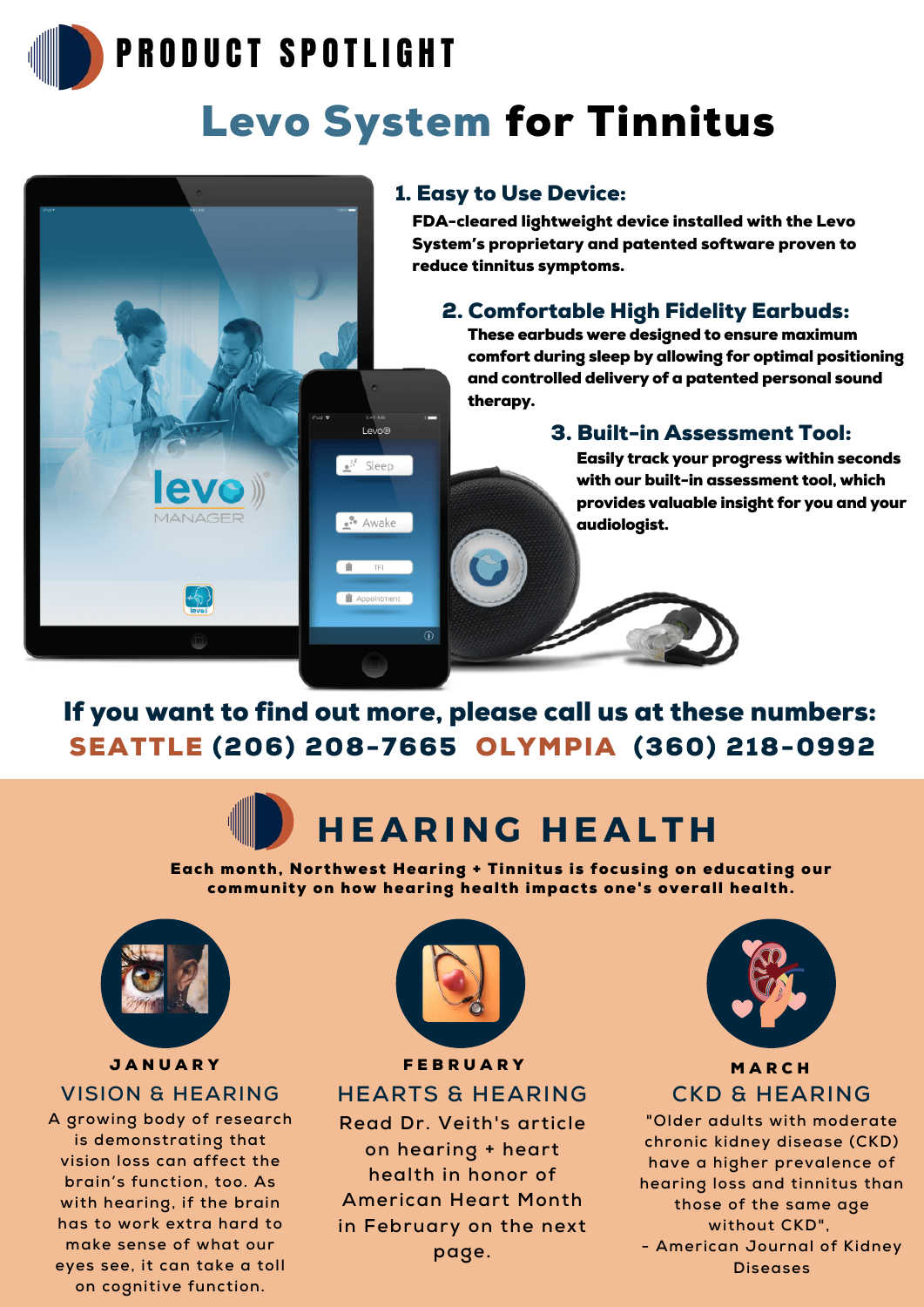# PRODUCT SPOTLIGHT

## Levo System for Tinnitus

### 1. Easy to Use Device:

**FDA-cleared lightweight device installed with the Levo System's proprietary and patented software proven to reduce tinnitus symptoms.**

### 2. Comfortable High Fidelity Earbuds:

**These earbuds were designed to ensure maximum comfort during sleep by allowing for optimal positioning and controlled delivery of a patented personal sound therapy.**

### 3. Built-in Assessment Tool:

**Easily track your progress within seconds with our built-in assessment tool, which provides valuable insight for you and your audiologist.**

**If you want to find out more, please call us at these numbers:**

**SEATTLE (206) 208-7665 OLYMPIA (360) 218-0992**

# HEARING HEALTH

**Each month, Northwest Hearing + Tinnitus is focusing on educating our community on how hearing health impacts one's overall health.**

### JANUARY

#### VISION & HEARING

A growing body of research is demonstrating that vision loss can affect the brain's function, too. As with hearing, if the brain has to work extra hard to make sense of what our eyes see, it can take a toll on cognitive function.

### FEBRUARY

#### HEARTS & HEARING

Read Dr. Veith's article on hearing + heart health in honor of American Heart Month in February on the next page.

### MARCH

#### CKD & HEARING

"Older adults with moderate chronic kidney disease (CKD) have a higher prevalence of hearing loss and tinnitus than those of the same age without CKD".

- American Journal of Kidney Diseases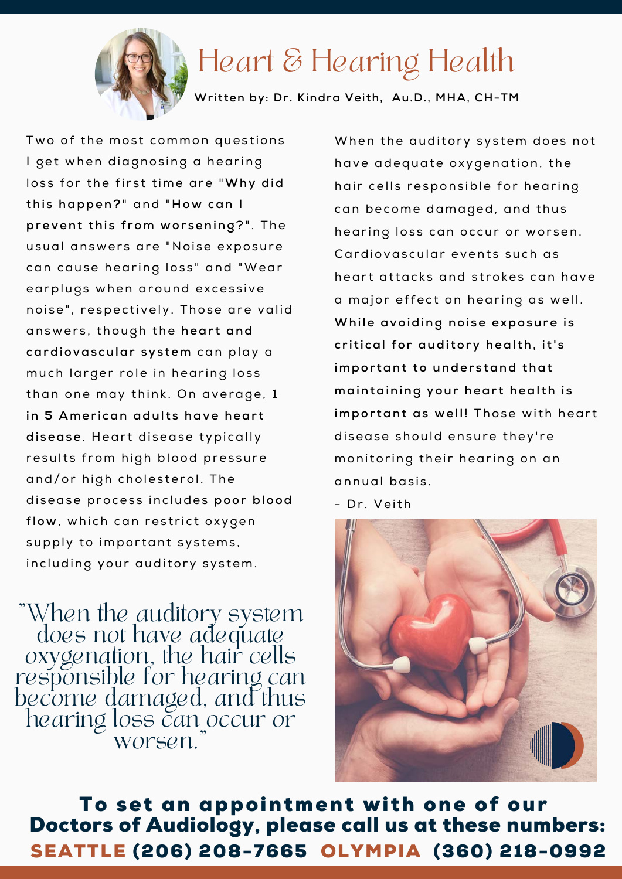# Heart & Hearing Health

**Written by: Dr. Kindra Veith, Au.D., MHA, CH-TM**

Two of the most common questions I get when diagnosing a hearing loss for the first time are "**Why did this happen?**" and "**How can I prevent this from worsening?**". The usual answers are "Noise exposure can cause hearing loss" and "Wear earplugs when around excessive noise", respectively. Those are valid answers, though the **heart and cardiovascular system** can play a much larger role in hearing loss than one may think. On average, **1 in 5 American adults have heart disease**. Heart disease typically results from high blood pressure and/or high cholesterol. The disease process includes **poor blood flow**, which can restrict oxygen supply to important systems, including your auditory system.

> "When the auditory system does not have adequate oxygenation, the hair cells responsible for hearing can become damaged, and thus hearing loss can occur or worsen."

When the auditory system does not have adequate oxygenation, the hair cells responsible for hearing can become damaged, and thus hearing loss can occur or worsen. Cardiovascular events such as heart attacks and strokes can have a major effect on hearing as well. **While avoiding noise exposure is critical for auditory health, it's important to understand that maintaining your heart health is important as well!** Those with heart disease should ensure they're monitoring their hearing on an annual basis.

- Dr. Veith

**To set an appointment with one of our Doctors of Audiology, please call us at these numbers:**

**SEATTLE (206) 208-7665 OLYMPIA (360) 218-0992**